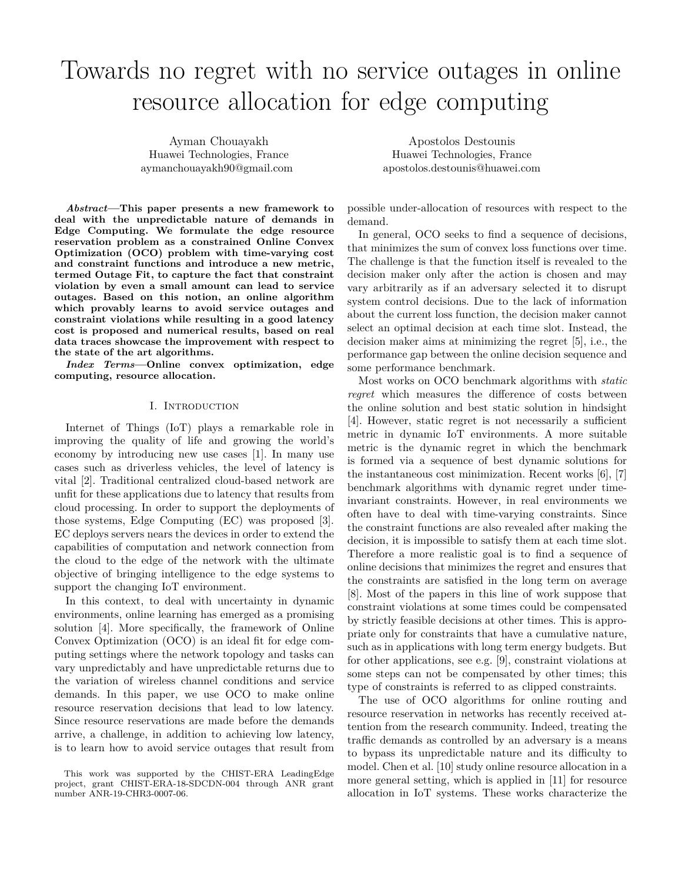# Towards no regret with no service outages in online resource allocation for edge computing

Ayman Chouayakh
Huawei Technologies, France
aymanchouayakh90@gmail.com

Apostolos Destounis
Huawei Technologies, France
apostolos.destounis@huawei.com

***Abstract*—This paper presents a new framework to deal with the unpredictable nature of demands in Edge Computing. We formulate the edge resource reservation problem as a constrained Online Convex Optimization (OCO) problem with time-varying cost and constraint functions and introduce a new metric, termed Outage Fit, to capture the fact that constraint violation by even a small amount can lead to service outages. Based on this notion, an online algorithm which provably learns to avoid service outages and constraint violations while resulting in a good latency cost is proposed and numerical results, based on real data traces showcase the improvement with respect to the state of the art algorithms.**

***Index Terms*—Online convex optimization, edge computing, resource allocation.**

## I. Introduction

Internet of Things (IoT) plays a remarkable role in improving the quality of life and growing the world's economy by introducing new use cases [1]. In many use cases such as driverless vehicles, the level of latency is vital [2]. Traditional centralized cloud-based network are unfit for these applications due to latency that results from cloud processing. In order to support the deployments of those systems, Edge Computing (EC) was proposed [3]. EC deploys servers nears the devices in order to extend the capabilities of computation and network connection from the cloud to the edge of the network with the ultimate objective of bringing intelligence to the edge systems to support the changing IoT environment.

In this context, to deal with uncertainty in dynamic environments, online learning has emerged as a promising solution [4]. More specifically, the framework of Online Convex Optimization (OCO) is an ideal fit for edge computing settings where the network topology and tasks can vary unpredictably and have unpredictable returns due to the variation of wireless channel conditions and service demands. In this paper, we use OCO to make online resource reservation decisions that lead to low latency. Since resource reservations are made before the demands arrive, a challenge, in addition to achieving low latency, is to learn how to avoid service outages that result from possible under-allocation of resources with respect to the demand.

In general, OCO seeks to find a sequence of decisions, that minimizes the sum of convex loss functions over time. The challenge is that the function itself is revealed to the decision maker only after the action is chosen and may vary arbitrarily as if an adversary selected it to disrupt system control decisions. Due to the lack of information about the current loss function, the decision maker cannot select an optimal decision at each time slot. Instead, the decision maker aims at minimizing the regret [5], i.e., the performance gap between the online decision sequence and some performance benchmark.

Most works on OCO benchmark algorithms with *static regret* which measures the difference of costs between the online solution and best static solution in hindsight [4]. However, static regret is not necessarily a sufficient metric in dynamic IoT environments. A more suitable metric is the dynamic regret in which the benchmark is formed via a sequence of best dynamic solutions for the instantaneous cost minimization. Recent works [6], [7] benchmark algorithms with dynamic regret under time-invariant constraints. However, in real environments we often have to deal with time-varying constraints. Since the constraint functions are also revealed after making the decision, it is impossible to satisfy them at each time slot. Therefore a more realistic goal is to find a sequence of online decisions that minimizes the regret and ensures that the constraints are satisfied in the long term on average [8]. Most of the papers in this line of work suppose that constraint violations at some times could be compensated by strictly feasible decisions at other times. This is appropriate only for constraints that have a cumulative nature, such as in applications with long term energy budgets. But for other applications, see e.g. [9], constraint violations at some steps can not be compensated by other times; this type of constraints is referred to as clipped constraints.

The use of OCO algorithms for online routing and resource reservation in networks has recently received attention from the research community. Indeed, treating the traffic demands as controlled by an adversary is a means to bypass its unpredictable nature and its difficulty to model. Chen et al. [10] study online resource allocation in a more general setting, which is applied in [11] for resource allocation in IoT systems. These works characterize the

This work was supported by the CHIST-ERA LeadingEdge project, grant CHIST-ERA-18-SDCDN-004 through ANR grant number ANR-19-CHR3-0007-06.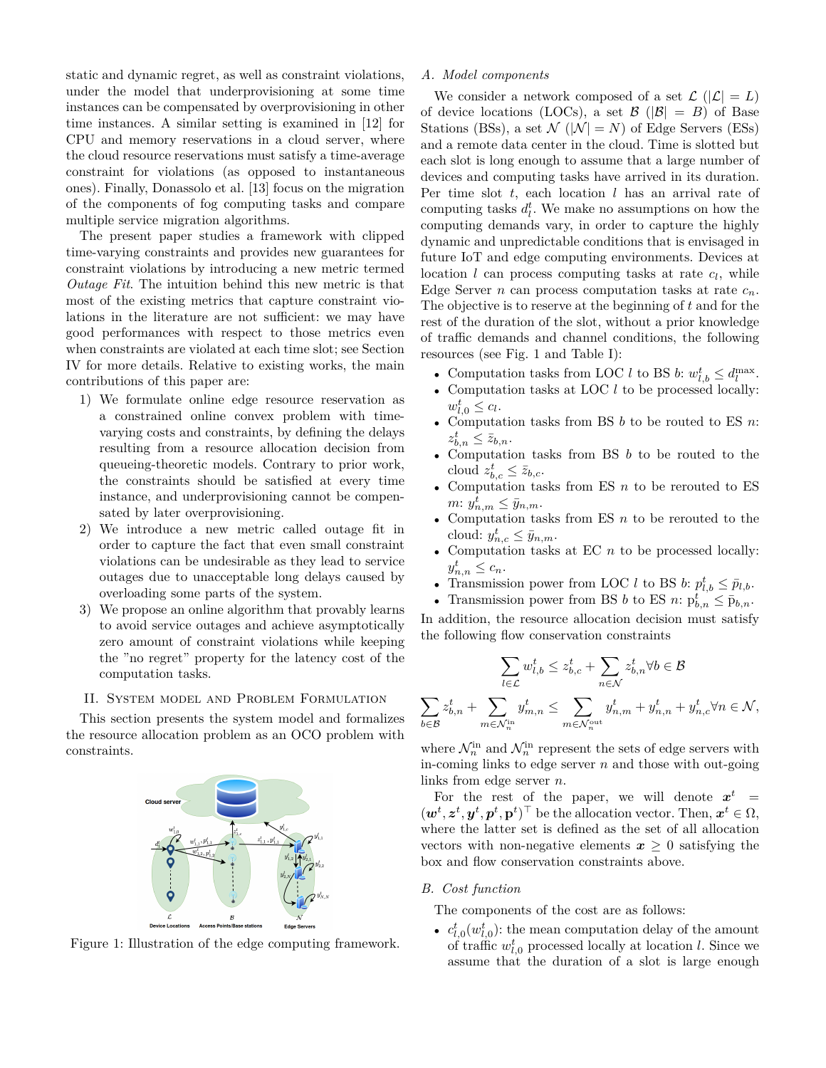static and dynamic regret, as well as constraint violations, under the model that underprovisioning at some time instances can be compensated by overprovisioning in other time instances. A similar setting is examined in [12] for CPU and memory reservations in a cloud server, where the cloud resource reservations must satisfy a time-average constraint for violations (as opposed to instantaneous ones). Finally, Donassolo et al. [13] focus on the migration of the components of fog computing tasks and compare multiple service migration algorithms.

The present paper studies a framework with clipped time-varying constraints and provides new guarantees for constraint violations by introducing a new metric termed *Outage Fit*. The intuition behind this new metric is that most of the existing metrics that capture constraint violations in the literature are not sufficient: we may have good performances with respect to those metrics even when constraints are violated at each time slot; see Section IV for more details. Relative to existing works, the main contributions of this paper are:

1) We formulate online edge resource reservation as a constrained online convex problem with time-varying costs and constraints, by defining the delays resulting from a resource allocation decision from queueing-theoretic models. Contrary to prior work, the constraints should be satisfied at every time instance, and underprovisioning cannot be compensated by later overprovisioning.
2) We introduce a new metric called outage fit in order to capture the fact that even small constraint violations can be undesirable as they lead to service outages due to unacceptable long delays caused by overloading some parts of the system.
3) We propose an online algorithm that provably learns to avoid service outages and achieve asymptotically zero amount of constraint violations while keeping the "no regret" property for the latency cost of the computation tasks.

## II. System model and Problem Formulation

This section presents the system model and formalizes the resource allocation problem as an OCO problem with constraints.

Figure 1: Illustration of the edge computing framework.

### A. Model components

We consider a network composed of a set $\mathcal{L}$ ($|\mathcal{L}| = L$) of device locations (LOCs), a set $\mathcal{B}$ ($|\mathcal{B}| = B$) of Base Stations (BSs), a set $\mathcal{N}$ ($|\mathcal{N}| = N$) of Edge Servers (ESs) and a remote data center in the cloud. Time is slotted but each slot is long enough to assume that a large number of devices and computing tasks have arrived in its duration. Per time slot $t$, each location $l$ has an arrival rate of computing tasks $d_l^t$. We make no assumptions on how the computing demands vary, in order to capture the highly dynamic and unpredictable conditions that is envisaged in future IoT and edge computing environments. Devices at location $l$ can process computing tasks at rate $c_l$, while Edge Server $n$ can process computation tasks at rate $c_n$. The objective is to reserve at the beginning of $t$ and for the rest of the duration of the slot, without a prior knowledge of traffic demands and channel conditions, the following resources (see Fig. 1 and Table I):

- Computation tasks from LOC $l$ to BS $b$: $w_{l,b}^t \leq d_l^{\max}$.
- Computation tasks at LOC $l$ to be processed locally: $w_{l,0}^t \leq c_l$.
- Computation tasks from BS $b$ to be routed to ES $n$: $z_{b,n}^t \leq \bar{z}_{b,n}$.
- Computation tasks from BS $b$ to be routed to the cloud $z_{b,c}^t \leq \bar{z}_{b,c}$.
- Computation tasks from ES $n$ to be rerouted to ES $m$: $y_{n,m}^t \leq \bar{y}_{n,m}$.
- Computation tasks from ES $n$ to be rerouted to the cloud: $y_{n,c}^t \leq \bar{y}_{n,m}$.
- Computation tasks at EC $n$ to be processed locally: $y_{n,n}^t \leq c_n$.
- Transmission power from LOC $l$ to BS $b$: $p_{l,b}^t \leq \bar{p}_{l,b}$.
- Transmission power from BS $b$ to ES $n$: $\mathrm{p}_{b,n}^t \leq \bar{\mathrm{p}}_{b,n}$.

In addition, the resource allocation decision must satisfy the following flow conservation constraints

$$\sum_{l \in \mathcal{L}} w_{l,b}^t \leq z_{b,c}^t + \sum_{n \in \mathcal{N}} z_{b,n}^t \forall b \in \mathcal{B}$$

$$\sum_{b \in \mathcal{B}} z_{b,n}^t + \sum_{m \in \mathcal{N}_n^{\text{in}}} y_{m,n}^t \leq \sum_{m \in \mathcal{N}_n^{\text{out}}} y_{n,m}^t + y_{n,n}^t + y_{n,c}^t \forall n \in \mathcal{N},$$

where $\mathcal{N}_n^{\text{in}}$ and $\mathcal{N}_n^{\text{in}}$ represent the sets of edge servers with in-coming links to edge server $n$ and those with out-going links from edge server $n$.

For the rest of the paper, we will denote $\boldsymbol{x}^t = (\boldsymbol{w}^t, \boldsymbol{z}^t, \boldsymbol{y}^t, \boldsymbol{p}^t, \mathbf{p}^t)^\top$ be the allocation vector. Then, $\boldsymbol{x}^t \in \Omega$, where the latter set is defined as the set of all allocation vectors with non-negative elements $\boldsymbol{x} \geq 0$ satisfying the box and flow conservation constraints above.

### B. Cost function

The components of the cost are as follows:

- $c_{l,0}^t(w_{l,0}^t)$: the mean computation delay of the amount of traffic $w_{l,0}^t$ processed locally at location $l$. Since we assume that the duration of a slot is large enough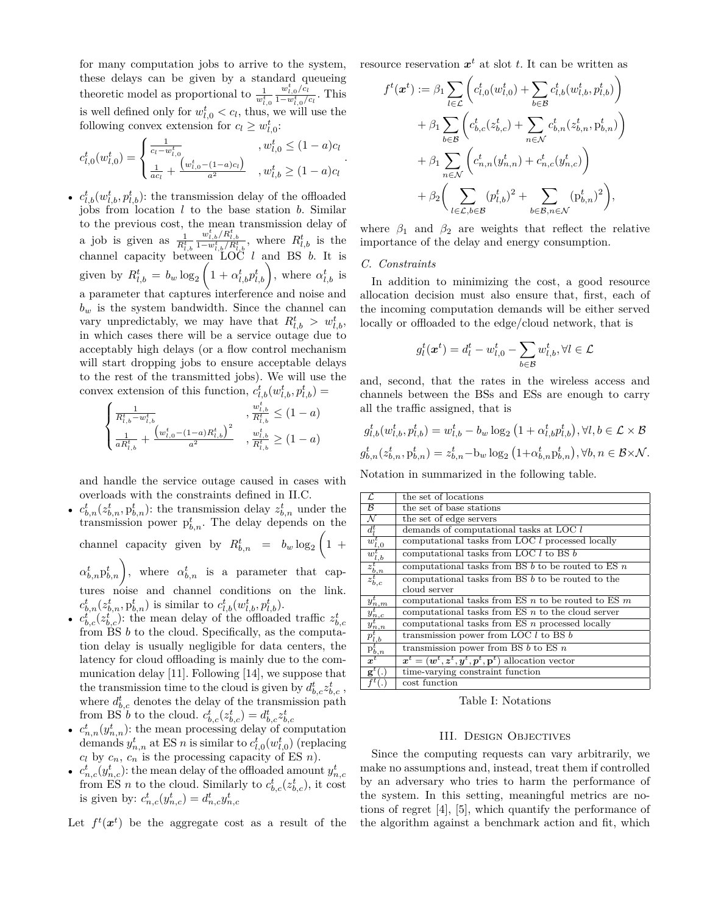for many computation jobs to arrive to the system, these delays can be given by a standard queueing theoretic model as proportional to $\frac{1}{w^t_{l,0}}\frac{w^t_{l,0}/c_l}{1-w^t_{l,0}/c_l}$. This is well defined only for $w^t_{l,0} < c_l$, thus, we will use the following convex extension for $c_l \geq w^t_{l,0}$:

$$c^t_{l,0}(w^t_{l,0}) = \begin{cases} \frac{1}{c_l - w^t_{l,0}} & , w^t_{l,0} \leq (1-a)c_l \\ \frac{1}{ac_l} + \frac{\left(w^t_{l,0}-(1-a)c_l\right)}{a^2} & , w^t_{l,b} \geq (1-a)c_l \end{cases}.$$

- $c^t_{l,b}(w^t_{l,b}, p^t_{l,b})$: the transmission delay of the offloaded jobs from location $l$ to the base station $b$. Similar to the previous cost, the mean transmission delay of a job is given as $\frac{1}{R^t_{l,b}}\frac{w^t_{l,b}/R^t_{l,b}}{1-w^t_{l,b}/R^t_{l,b}}$, where $R^t_{l,b}$ is the channel capacity between LOC $l$ and BS $b$. It is given by $R^t_{l,b} = b_w \log_2\left(1 + \alpha^t_{l,b}p^t_{l,b}\right)$, where $\alpha^t_{l,b}$ is a parameter that captures interference and noise and $b_w$ is the system bandwidth. Since the channel can vary unpredictably, we may have that $R^t_{l,b} > w^t_{l,b}$, in which cases there will be a service outage due to acceptably high delays (or a flow control mechanism will start dropping jobs to ensure acceptable delays to the rest of the transmitted jobs). We will use the convex extension of this function, $c^t_{l,b}(w^t_{l,b}, p^t_{l,b}) =$

$$\begin{cases} \frac{1}{R^t_{l,b} - w^t_{l,b}} & , \frac{w^t_{l,b}}{R^t_{l,b}} \leq (1-a) \\ \frac{1}{aR^t_{l,b}} + \frac{\left(w^t_{l,0}-(1-a)R^t_{l,b}\right)^2}{a^2} & , \frac{w^t_{l,b}}{R^t_{l,b}} \geq (1-a) \end{cases}$$

and handle the service outage caused in cases with overloads with the constraints defined in II.C.
- $c^t_{b,n}(z^t_{b,n}, \mathrm{p}^t_{b,n})$: the transmission delay $z^t_{b,n}$ under the transmission power $\mathrm{p}^t_{b,n}$. The delay depends on the channel capacity given by $R^t_{b,n} = b_w \log_2\bigg(1 + \alpha^t_{b,n}\mathrm{p}^t_{b,n}\bigg)$, where $\alpha^t_{b,n}$ is a parameter that captures noise and channel conditions on the link. $c^t_{b,n}(z^t_{b,n}, \mathrm{p}^t_{b,n})$ is similar to $c^t_{l,b}(w^t_{l,b}, p^t_{l,b})$.
- $c^t_{b,c}(z^t_{b,c})$: the mean delay of the offloaded traffic $z^t_{b,c}$ from BS $b$ to the cloud. Specifically, as the computation delay is usually negligible for data centers, the latency for cloud offloading is mainly due to the communication delay [11]. Following [14], we suppose that the transmission time to the cloud is given by $d^t_{b,c}z^t_{b,c}$ , where $d^t_{b,c}$ denotes the delay of the transmission path from BS $b$ to the cloud. $c^t_{b,c}(z^t_{b,c}) = d^t_{b,c}z^t_{b,c}$
- $c^t_{n,n}(y^t_{n,n})$: the mean processing delay of computation demands $y^t_{n,n}$ at ES $n$ is similar to $c^t_{l,0}(w^t_{l,0})$ (replacing $c_l$ by $c_n$, $c_n$ is the processing capacity of ES $n$).
- $c^t_{n,c}(y^t_{n,c})$: the mean delay of the offloaded amount $y^t_{n,c}$ from ES $n$ to the cloud. Similarly to $c^t_{b,c}(z^t_{b,c})$, it cost is given by: $c^t_{n,c}(y^t_{n,c}) = d^t_{n,c}y^t_{n,c}$

Let $f^t(\boldsymbol{x}^t)$ be the aggregate cost as a result of the resource reservation $\boldsymbol{x}^t$ at slot $t$. It can be written as

$$\begin{aligned} f^t(\boldsymbol{x}^t) := {} & \beta_1 \sum_{l\in\mathcal{L}} \bigg( c^t_{l,0}(w^t_{l,0}) + \sum_{b\in\mathcal{B}} c^t_{l,b}(w^t_{l,b}, p^t_{l,b}) \bigg) \\ & + \beta_1 \sum_{b\in\mathcal{B}} \bigg( c^t_{b,c}(z^t_{b,c}) + \sum_{n\in\mathcal{N}} c^t_{b,n}(z^t_{b,n}, \mathrm{p}^t_{b,n}) \bigg) \\ & + \beta_1 \sum_{n\in\mathcal{N}} \bigg( c^t_{n,n}(y^t_{n,n}) + c^t_{n,c}(y^t_{n,c}) \bigg) \\ & + \beta_2 \bigg( \sum_{l\in\mathcal{L}, b\in\mathcal{B}} (p^t_{l,b})^2 + \sum_{b\in\mathcal{B}, n\in\mathcal{N}} (\mathrm{p}^t_{b,n})^2 \bigg), \end{aligned}$$

where $\beta_1$ and $\beta_2$ are weights that reflect the relative importance of the delay and energy consumption.

### C. Constraints

In addition to minimizing the cost, a good resource allocation decision must also ensure that, first, each of the incoming computation demands will be either served locally or offloaded to the edge/cloud network, that is

$$g^t_l(\boldsymbol{x}^t) = d^t_l - w^t_{l,0} - \sum_{b\in\mathcal{B}} w^t_{l,b}, \forall l \in \mathcal{L}$$

and, second, that the rates in the wireless access and channels between the BSs and ESs are enough to carry all the traffic assigned, that is

$$g^t_{l,b}(w^t_{l,b}, p^t_{l,b}) = w^t_{l,b} - b_w \log_2\left(1 + \alpha^t_{l,b}p^t_{l,b}\right), \forall l, b \in \mathcal{L}\times\mathcal{B}$$

$$g^t_{b,n}(z^t_{b,n}, \mathrm{p}^t_{b,n}) = z^t_{b,n} - \mathrm{b}_w \log_2\left(1+\alpha^t_{b,n}\mathrm{p}^t_{b,n}\right), \forall b, n \in \mathcal{B}\times\mathcal{N}.$$

Notation in summarized in the following table.

| | |
|---|---|
| $\mathcal{L}$ | the set of locations |
| $\mathcal{B}$ | the set of base stations |
| $\mathcal{N}$ | the set of edge servers |
| $d^t_l$ | demands of computational tasks at LOC $l$ |
| $w^t_{l,0}$ | computational tasks from LOC $l$ processed locally |
| $w^t_{l,b}$ | computational tasks from LOC $l$ to BS $b$ |
| $z^t_{b,n}$ | computational tasks from BS $b$ to be routed to ES $n$ |
| $z^t_{b,c}$ | computational tasks from BS $b$ to be routed to the cloud server |
| $y^t_{n,m}$ | computational tasks from ES $n$ to be routed to ES $m$ |
| $y^t_{n,c}$ | computational tasks from ES $n$ to the cloud server |
| $y^t_{n,n}$ | computational tasks from ES $n$ processed locally |
| $p^t_{l,b}$ | transmission power from LOC $l$ to BS $b$ |
| $\mathrm{p}^t_{b,n}$ | transmission power from BS $b$ to ES $n$ |
| $\boldsymbol{x}^t$ | $\boldsymbol{x}^t = (\boldsymbol{w}^t, \boldsymbol{z}^t, \boldsymbol{y}^t, \boldsymbol{p}^t, \mathbf{p}^t)$ allocation vector |
| $\mathbf{g}^t(.)$ | time-varying constraint function |
| $f^t(.)$ | cost function |

Table I: Notations

## III. Design Objectives

Since the computing requests can vary arbitrarily, we make no assumptions and, instead, treat them if controlled by an adversary who tries to harm the performance of the system. In this setting, meaningful metrics are notions of regret [4], [5], which quantify the performance of the algorithm against a benchmark action and fit, which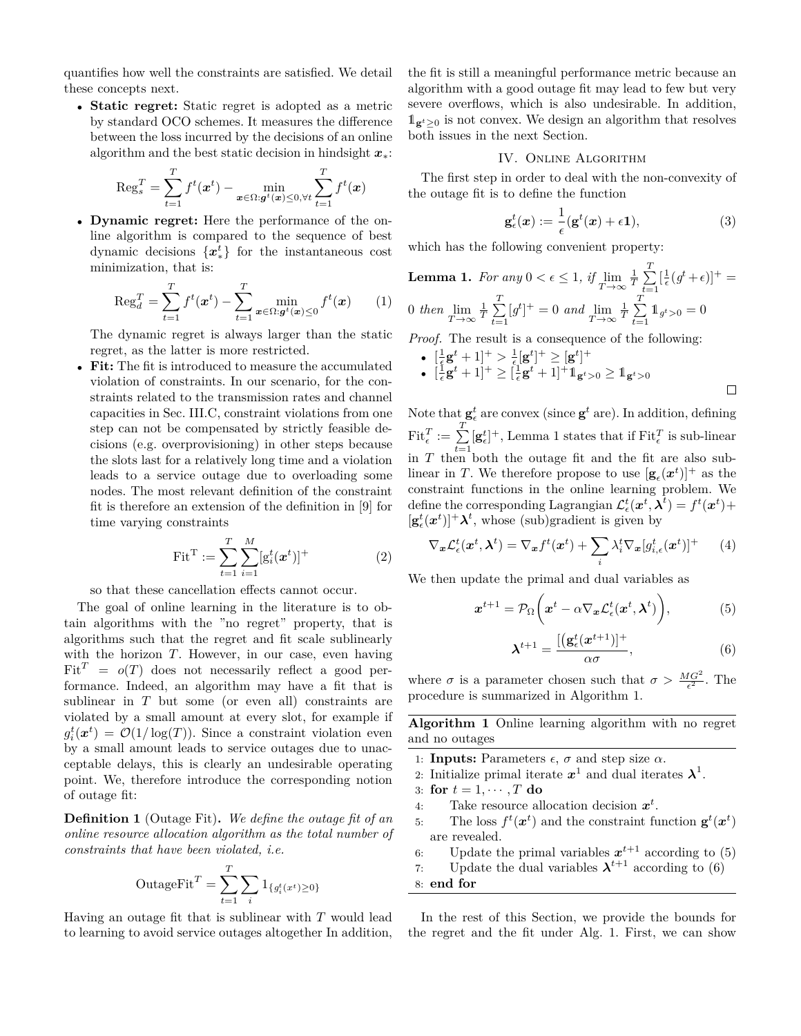quantifies how well the constraints are satisfied. We detail these concepts next.

- **Static regret:** Static regret is adopted as a metric by standard OCO schemes. It measures the difference between the loss incurred by the decisions of an online algorithm and the best static decision in hindsight $\boldsymbol{x}_*$:

$$\text{Reg}_s^T = \sum_{t=1}^{T} f^t(\boldsymbol{x}^t) - \min_{\boldsymbol{x}\in\Omega:\boldsymbol{g}^t(\boldsymbol{x})\leq 0,\forall t} \sum_{t=1}^{T} f^t(\boldsymbol{x})$$

- **Dynamic regret:** Here the performance of the online algorithm is compared to the sequence of best dynamic decisions $\{\boldsymbol{x}_*^t\}$ for the instantaneous cost minimization, that is:

$$\text{Reg}_d^T = \sum_{t=1}^{T} f^t(\boldsymbol{x}^t) - \sum_{t=1}^{T} \min_{\boldsymbol{x}\in\Omega:\boldsymbol{g}^t(\boldsymbol{x})\leq 0} f^t(\boldsymbol{x}) \qquad (1)$$

  The dynamic regret is always larger than the static regret, as the latter is more restricted.

- **Fit:** The fit is introduced to measure the accumulated violation of constraints. In our scenario, for the constraints related to the transmission rates and channel capacities in Sec. III.C, constraint violations from one step can not be compensated by strictly feasible decisions (e.g. overprovisioning) in other steps because the slots last for a relatively long time and a violation leads to a service outage due to overloading some nodes. The most relevant definition of the constraint fit is therefore an extension of the definition in [9] for time varying constraints

$$\text{Fit}^{\text{T}} := \sum_{t=1}^{T} \sum_{i=1}^{M} [\text{g}_i^t(\boldsymbol{x}^t)]^+ \qquad (2)$$

  so that these cancellation effects cannot occur.

The goal of online learning in the literature is to obtain algorithms with the "no regret" property, that is algorithms such that the regret and fit scale sublinearly with the horizon $T$. However, in our case, even having $\text{Fit}^T = o(T)$ does not necessarily reflect a good performance. Indeed, an algorithm may have a fit that is sublinear in $T$ but some (or even all) constraints are violated by a small amount at every slot, for example if $g_i^t(\boldsymbol{x}^t) = \mathcal{O}(1/\log(T))$. Since a constraint violation even by a small amount leads to service outages due to unacceptable delays, this is clearly an undesirable operating point. We, therefore introduce the corresponding notion of outage fit:

**Definition 1** (Outage Fit)**.** *We define the outage fit of an online resource allocation algorithm as the total number of constraints that have been violated, i.e.*

$$\text{OutageFit}^T = \sum_{t=1}^{T} \sum_{i} 1_{\{g_i^t(x^t)\geq 0\}}$$

Having an outage fit that is sublinear with $T$ would lead to learning to avoid service outages altogether In addition, the fit is still a meaningful performance metric because an algorithm with a good outage fit may lead to few but very severe overflows, which is also undesirable. In addition, $\mathbb{1}_{\mathbf{g}^t\geq 0}$ is not convex. We design an algorithm that resolves both issues in the next Section.

## IV. Online Algorithm

The first step in order to deal with the non-convexity of the outage fit is to define the function

$$\mathbf{g}_\epsilon^t(\boldsymbol{x}) := \frac{1}{\epsilon}(\mathbf{g}^t(\boldsymbol{x}) + \epsilon\mathbf{1}), \qquad (3)$$

which has the following convenient property:

**Lemma 1.** *For any $0 < \epsilon \leq 1$, if $\lim_{T\to\infty} \frac{1}{T}\sum_{t=1}^{T}[\frac{1}{\epsilon}(g^t+\epsilon)]^+ = 0$ then $\lim_{T\to\infty} \frac{1}{T}\sum_{t=1}^{T}[g^t]^+ = 0$ and $\lim_{T\to\infty} \frac{1}{T}\sum_{t=1}^{T}\mathbb{1}_{g^t>0} = 0$*

*Proof.* The result is a consequence of the following:

- $[\frac{1}{\epsilon}\mathbf{g}^t + 1]^+ > \frac{1}{\epsilon}[\mathbf{g}^t]^+ \geq [\mathbf{g}^t]^+$
- $[\frac{1}{\epsilon}\mathbf{g}^t + 1]^+ \geq [\frac{1}{\epsilon}\mathbf{g}^t + 1]^+\mathbb{1}_{\mathbf{g}^t>0} \geq \mathbb{1}_{\mathbf{g}^t>0}$

□

Note that $\mathbf{g}_\epsilon^t$ are convex (since $\mathbf{g}^t$ are). In addition, defining $\text{Fit}_\epsilon^T := \sum_{t=1}^{T}[\mathbf{g}_\epsilon^t]^+$, Lemma 1 states that if $\text{Fit}_\epsilon^T$ is sub-linear in $T$ then both the outage fit and the fit are also sublinear in $T$. We therefore propose to use $[\mathbf{g}_\epsilon(\boldsymbol{x}^t)]^+$ as the constraint functions in the online learning problem. We define the corresponding Lagrangian $\mathcal{L}_\epsilon^t(\boldsymbol{x}^t, \boldsymbol{\lambda}^t) = f^t(\boldsymbol{x}^t) + [\mathbf{g}_\epsilon^t(\boldsymbol{x}^t)]^+\boldsymbol{\lambda}^t$, whose (sub)gradient is given by

$$\nabla_{\boldsymbol{x}}\mathcal{L}_\epsilon^t(\boldsymbol{x}^t, \boldsymbol{\lambda}^t) = \nabla_{\boldsymbol{x}} f^t(\boldsymbol{x}^t) + \sum_i \lambda_i^t \nabla_{\boldsymbol{x}}[g_{i,\epsilon}^t(\boldsymbol{x}^t)]^+ \qquad (4)$$

We then update the primal and dual variables as

$$\boldsymbol{x}^{t+1} = \mathcal{P}_\Omega\bigg(\boldsymbol{x}^t - \alpha\nabla_{\boldsymbol{x}}\mathcal{L}_\epsilon^t(\boldsymbol{x}^t, \boldsymbol{\lambda}^t)\bigg), \qquad (5)$$

$$\boldsymbol{\lambda}^{t+1} = \frac{[(\mathbf{g}_\epsilon^t(\boldsymbol{x}^{t+1})]^+}{\alpha\sigma}, \qquad (6)$$

where $\sigma$ is a parameter chosen such that $\sigma > \frac{MG^2}{\epsilon^2}$. The procedure is summarized in Algorithm 1.

**Algorithm 1** Online learning algorithm with no regret and no outages

```
1: Inputs: Parameters ε, σ and step size α.
2: Initialize primal iterate x^1 and dual iterates λ^1.
3: for t = 1, ··· , T do
4:     Take resource allocation decision x^t.
5:     The loss f^t(x^t) and the constraint function g^t(x^t)
       are revealed.
6:     Update the primal variables x^{t+1} according to (5)
7:     Update the dual variables λ^{t+1} according to (6)
8: end for
```

In the rest of this Section, we provide the bounds for the regret and the fit under Alg. 1. First, we can show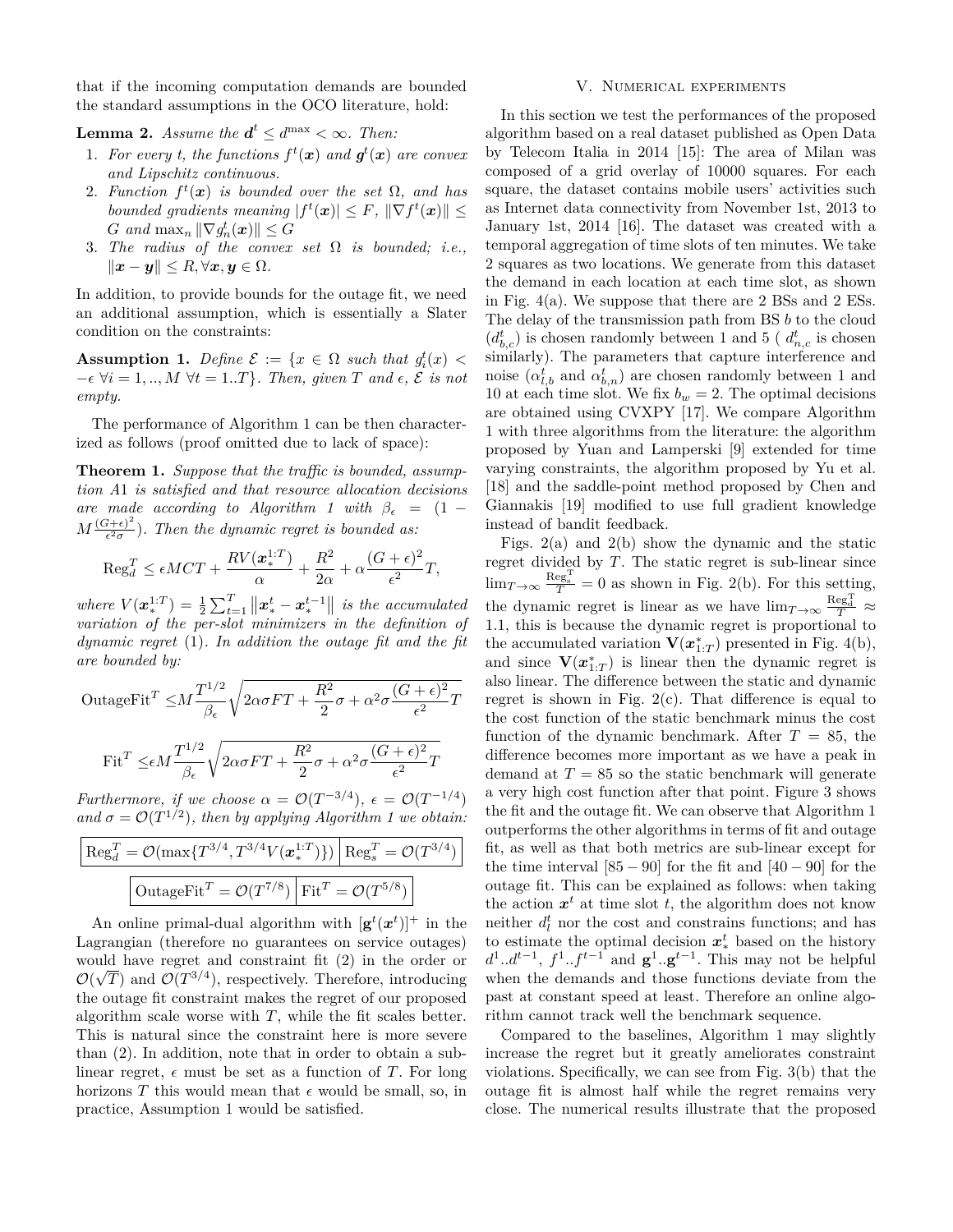that if the incoming computation demands are bounded the standard assumptions in the OCO literature, hold:

**Lemma 2.** *Assume the $\boldsymbol{d}^t \leq d^{\max} < \infty$. Then:*

1. *For every $t$, the functions $f^t(\boldsymbol{x})$ and $\boldsymbol{g}^t(\boldsymbol{x})$ are convex and Lipschitz continuous.*
2. *Function $f^t(\boldsymbol{x})$ is bounded over the set $\Omega$, and has bounded gradients meaning $|f^t(\boldsymbol{x})| \leq F$, $\|\nabla f^t(\boldsymbol{x})\| \leq G$ and $\max_n \|\nabla g_n^t(\boldsymbol{x})\| \leq G$*
3. *The radius of the convex set $\Omega$ is bounded; i.e., $\|\boldsymbol{x} - \boldsymbol{y}\| \leq R, \forall \boldsymbol{x}, \boldsymbol{y} \in \Omega$.*

In addition, to provide bounds for the outage fit, we need an additional assumption, which is essentially a Slater condition on the constraints:

**Assumption 1.** *Define $\mathcal{E} := \{x \in \Omega$ such that $g_i^t(x) < -\epsilon \ \forall i = 1, .., M \ \forall t = 1..T\}$. Then, given $T$ and $\epsilon$, $\mathcal{E}$ is not empty.*

The performance of Algorithm 1 can be then characterized as follows (proof omitted due to lack of space):

**Theorem 1.** *Suppose that the traffic is bounded, assumption A1 is satisfied and that resource allocation decisions are made according to Algorithm 1 with $\beta_\epsilon = (1 - M\frac{(G+\epsilon)^2}{\epsilon^2\sigma})$. Then the dynamic regret is bounded as:*

$$\mathrm{Reg}_d^T \leq \epsilon MCT + \frac{RV(\boldsymbol{x}_*^{1:T})}{\alpha} + \frac{R^2}{2\alpha} + \alpha\frac{(G+\epsilon)^2}{\epsilon^2}T,$$

*where $V(\boldsymbol{x}_*^{1:T}) = \frac{1}{2}\sum_{t=1}^T \left\|\boldsymbol{x}_*^t - \boldsymbol{x}_*^{t-1}\right\|$ is the accumulated variation of the per-slot minimizers in the definition of dynamic regret (1). In addition the outage fit and the fit are bounded by:*

$$\mathrm{OutageFit}^T \leq M\frac{T^{1/2}}{\beta_\epsilon}\sqrt{2\alpha\sigma FT + \frac{R^2}{2}\sigma + \alpha^2\sigma\frac{(G+\epsilon)^2}{\epsilon^2}T}$$

$$\mathrm{Fit}^T \leq \epsilon M\frac{T^{1/2}}{\beta_\epsilon}\sqrt{2\alpha\sigma FT + \frac{R^2}{2}\sigma + \alpha^2\sigma\frac{(G+\epsilon)^2}{\epsilon^2}T}$$

*Furthermore, if we choose $\alpha = \mathcal{O}(T^{-3/4})$, $\epsilon = \mathcal{O}(T^{-1/4})$ and $\sigma = \mathcal{O}(T^{1/2})$, then by applying Algorithm 1 we obtain:*

$$\mathrm{Reg}_d^T = \mathcal{O}(\max\{T^{3/4}, T^{3/4}V(\boldsymbol{x}_*^{1:T})\}) \quad \mathrm{Reg}_s^T = \mathcal{O}(T^{3/4})$$

$$\mathrm{OutageFit}^T = \mathcal{O}(T^{7/8}) \quad \mathrm{Fit}^T = \mathcal{O}(T^{5/8})$$

An online primal-dual algorithm with $[\mathbf{g}^t(\boldsymbol{x}^t)]^+$ in the Lagrangian (therefore no guarantees on service outages) would have regret and constraint fit (2) in the order or $\mathcal{O}(\sqrt{T})$ and $\mathcal{O}(T^{3/4})$, respectively. Therefore, introducing the outage fit constraint makes the regret of our proposed algorithm scale worse with $T$, while the fit scales better. This is natural since the constraint here is more severe than (2). In addition, note that in order to obtain a sublinear regret, $\epsilon$ must be set as a function of $T$. For long horizons $T$ this would mean that $\epsilon$ would be small, so, in practice, Assumption 1 would be satisfied.

## V. Numerical experiments

In this section we test the performances of the proposed algorithm based on a real dataset published as Open Data by Telecom Italia in 2014 [15]: The area of Milan was composed of a grid overlay of 10000 squares. For each square, the dataset contains mobile users' activities such as Internet data connectivity from November 1st, 2013 to January 1st, 2014 [16]. The dataset was created with a temporal aggregation of time slots of ten minutes. We take 2 squares as two locations. We generate from this dataset the demand in each location at each time slot, as shown in Fig. 4(a). We suppose that there are 2 BSs and 2 ESs. The delay of the transmission path from BS $b$ to the cloud ($d_{b,c}^t$) is chosen randomly between 1 and 5 ( $d_{n,c}^t$ is chosen similarly). The parameters that capture interference and noise ($\alpha_{l,b}^t$ and $\alpha_{b,n}^t$) are chosen randomly between 1 and 10 at each time slot. We fix $b_w = 2$. The optimal decisions are obtained using CVXPY [17]. We compare Algorithm 1 with three algorithms from the literature: the algorithm proposed by Yuan and Lamperski [9] extended for time varying constraints, the algorithm proposed by Yu et al. [18] and the saddle-point method proposed by Chen and Giannakis [19] modified to use full gradient knowledge instead of bandit feedback.

Figs. 2(a) and 2(b) show the dynamic and the static regret divided by $T$. The static regret is sub-linear since $\lim_{T\to\infty}\frac{\mathrm{Reg}_s^T}{T} = 0$ as shown in Fig. 2(b). For this setting, the dynamic regret is linear as we have $\lim_{T\to\infty}\frac{\mathrm{Reg}_d^T}{T} \approx 1.1$, this is because the dynamic regret is proportional to the accumulated variation $\mathbf{V}(\boldsymbol{x}_{1:T}^*)$ presented in Fig. 4(b), and since $\mathbf{V}(\boldsymbol{x}_{1:T}^*)$ is linear then the dynamic regret is also linear. The difference between the static and dynamic regret is shown in Fig. 2(c). That difference is equal to the cost function of the static benchmark minus the cost function of the dynamic benchmark. After $T = 85$, the difference becomes more important as we have a peak in demand at $T = 85$ so the static benchmark will generate a very high cost function after that point. Figure 3 shows the fit and the outage fit. We can observe that Algorithm 1 outperforms the other algorithms in terms of fit and outage fit, as well as that both metrics are sub-linear except for the time interval $[85 - 90]$ for the fit and $[40 - 90]$ for the outage fit. This can be explained as follows: when taking the action $\boldsymbol{x}^t$ at time slot $t$, the algorithm does not know neither $d_l^t$ nor the cost and constrains functions; and has to estimate the optimal decision $\boldsymbol{x}_*^t$ based on the history $d^1..d^{t-1}$, $f^1..f^{t-1}$ and $\mathbf{g}^1..\mathbf{g}^{t-1}$. This may not be helpful when the demands and those functions deviate from the past at constant speed at least. Therefore an online algorithm cannot track well the benchmark sequence.

Compared to the baselines, Algorithm 1 may slightly increase the regret but it greatly ameliorates constraint violations. Specifically, we can see from Fig. 3(b) that the outage fit is almost half while the regret remains very close. The numerical results illustrate that the proposed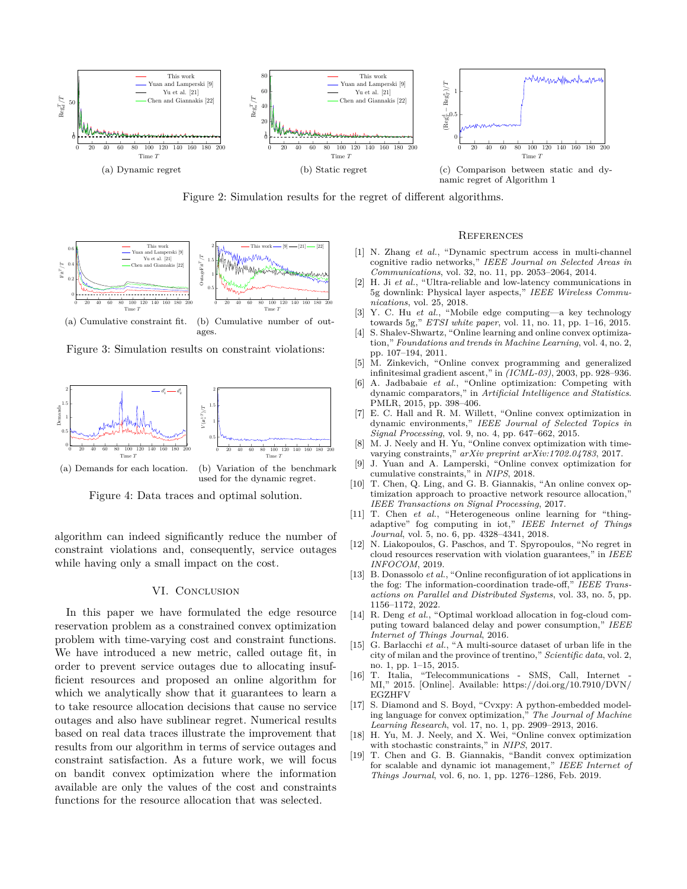This work
Yuan and Lamperski [9]
Yu et al. [21]
Chen and Giannakis [22]

$\mathrm{Reg}_d^T/T$

50

0

0 20 40 60 80 100 120 140 160 180 200

Time $T$

(a) Dynamic regret

This work
Yuan and Lamperski [9]
Yu et al. [21]
Chen and Giannakis [22]

$\mathrm{Reg}_s^T/T$

80
60
40
20
0

0 20 40 60 80 100 120 140 160 180 200

Time $T$

(b) Static regret

$(\mathrm{Reg}_d^T - \mathrm{Reg}_s^T)/T$

1
0.5
0

0 20 40 60 80 100 120 140 160 180 200

Time $T$

(c) Comparison between static and dynamic regret of Algorithm 1

Figure 2: Simulation results for the regret of different algorithms.

This work
Yuan and Lamperski [9]
Yu et al. [21]
Chen and Giannakis [22]

$\mathrm{Fit}^T/T$

0.6
0.4
0.2
0

0 20 40 60 80 100 120 140 160 180 200

Time $T$

(a) Cumulative constraint fit.

This work [9] [21] [22]

$\mathrm{OutageFit}^T/T$

2
1.5
1
0.5
0

0 20 40 60 80 100 120 140 160 180 200

Time $T$

(b) Cumulative number of outages.

Figure 3: Simulation results on constraint violations:

$d_1^t$ $d_2^t$

Demands

2
1.5
1
0.5
0

0 20 40 60 80 100 120 140 160 180 200

Time $T$

(a) Demands for each location.

$V(\mathbf{r}_*^{1:T})/T$

2
1.5
1
0.5

0 20 40 60 80 100 120 140 160 180 200

Time $T$

(b) Variation of the benchmark used for the dynamic regret.

Figure 4: Data traces and optimal solution.

algorithm can indeed significantly reduce the number of constraint violations and, consequently, service outages while having only a small impact on the cost.

## VI. Conclusion

In this paper we have formulated the edge resource reservation problem as a constrained convex optimization problem with time-varying cost and constraint functions. We have introduced a new metric, called outage fit, in order to prevent service outages due to allocating insufficient resources and proposed an online algorithm for which we analytically show that it guarantees to learn a to take resource allocation decisions that cause no service outages and also have sublinear regret. Numerical results based on real data traces illustrate the improvement that results from our algorithm in terms of service outages and constraint satisfaction. As a future work, we will focus on bandit convex optimization where the information available are only the values of the cost and constraints functions for the resource allocation that was selected.

## References

[1] N. Zhang *et al.*, "Dynamic spectrum access in multi-channel cognitive radio networks," *IEEE Journal on Selected Areas in Communications*, vol. 32, no. 11, pp. 2053–2064, 2014.

[2] H. Ji *et al.*, "Ultra-reliable and low-latency communications in 5g downlink: Physical layer aspects," *IEEE Wireless Communications*, vol. 25, 2018.

[3] Y. C. Hu *et al.*, "Mobile edge computing—a key technology towards 5g," *ETSI white paper*, vol. 11, no. 11, pp. 1–16, 2015.

[4] S. Shalev-Shwartz, "Online learning and online convex optimization," *Foundations and trends in Machine Learning*, vol. 4, no. 2, pp. 107–194, 2011.

[5] M. Zinkevich, "Online convex programming and generalized infinitesimal gradient ascent," in *(ICML-03)*, 2003, pp. 928–936.

[6] A. Jadbabaie *et al.*, "Online optimization: Competing with dynamic comparators," in *Artificial Intelligence and Statistics*. PMLR, 2015, pp. 398–406.

[7] E. C. Hall and R. M. Willett, "Online convex optimization in dynamic environments," *IEEE Journal of Selected Topics in Signal Processing*, vol. 9, no. 4, pp. 647–662, 2015.

[8] M. J. Neely and H. Yu, "Online convex optimization with time-varying constraints," *arXiv preprint arXiv:1702.04783*, 2017.

[9] J. Yuan and A. Lamperski, "Online convex optimization for cumulative constraints," in *NIPS*, 2018.

[10] T. Chen, Q. Ling, and G. B. Giannakis, "An online convex optimization approach to proactive network resource allocation," *IEEE Transactions on Signal Processing*, 2017.

[11] T. Chen *et al.*, "Heterogeneous online learning for "thing-adaptive" fog computing in iot," *IEEE Internet of Things Journal*, vol. 5, no. 6, pp. 4328–4341, 2018.

[12] N. Liakopoulos, G. Paschos, and T. Spyropoulos, "No regret in cloud resources reservation with violation guarantees," in *IEEE INFOCOM*, 2019.

[13] B. Donassolo *et al.*, "Online reconfiguration of iot applications in the fog: The information-coordination trade-off," *IEEE Transactions on Parallel and Distributed Systems*, vol. 33, no. 5, pp. 1156–1172, 2022.

[14] R. Deng *et al.*, "Optimal workload allocation in fog-cloud computing toward balanced delay and power consumption," *IEEE Internet of Things Journal*, 2016.

[15] G. Barlacchi *et al.*, "A multi-source dataset of urban life in the city of milan and the province of trentino," *Scientific data*, vol. 2, no. 1, pp. 1–15, 2015.

[16] T. Italia, "Telecommunications - SMS, Call, Internet - MI," 2015. [Online]. Available: https://doi.org/10.7910/DVN/EGZHFV

[17] S. Diamond and S. Boyd, "Cvxpy: A python-embedded modeling language for convex optimization," *The Journal of Machine Learning Research*, vol. 17, no. 1, pp. 2909–2913, 2016.

[18] H. Yu, M. J. Neely, and X. Wei, "Online convex optimization with stochastic constraints," in *NIPS*, 2017.

[19] T. Chen and G. B. Giannakis, "Bandit convex optimization for scalable and dynamic iot management," *IEEE Internet of Things Journal*, vol. 6, no. 1, pp. 1276–1286, Feb. 2019.